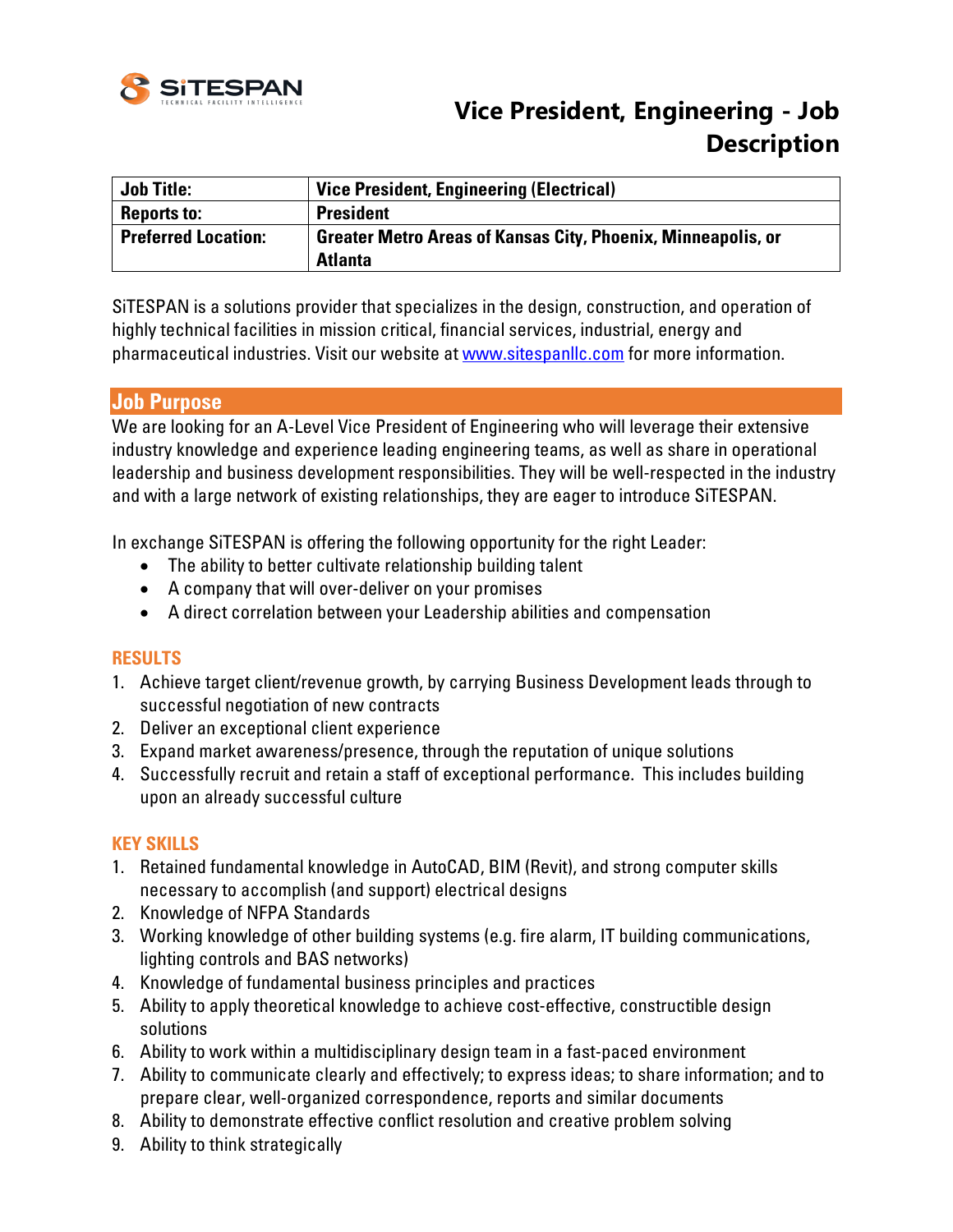# Vice President, Engineering - Job Description

| Job Title: | Vice President, Engineering (Electrical) |
|---|---|
| Reports to: | President |
| Preferred Location: | Greater Metro Areas of Kansas City, Phoenix, Minneapolis, or Atlanta |

SiTESPAN is a solutions provider that specializes in the design, construction, and operation of highly technical facilities in mission critical, financial services, industrial, energy and pharmaceutical industries. Visit our website at www.sitespanllc.com for more information.

## Job Purpose

We are looking for an A-Level Vice President of Engineering who will leverage their extensive industry knowledge and experience leading engineering teams, as well as share in operational leadership and business development responsibilities. They will be well-respected in the industry and with a large network of existing relationships, they are eager to introduce SiTESPAN.

In exchange SiTESPAN is offering the following opportunity for the right Leader:

- The ability to better cultivate relationship building talent
- A company that will over-deliver on your promises
- A direct correlation between your Leadership abilities and compensation

### RESULTS

1. Achieve target client/revenue growth, by carrying Business Development leads through to successful negotiation of new contracts
2. Deliver an exceptional client experience
3. Expand market awareness/presence, through the reputation of unique solutions
4. Successfully recruit and retain a staff of exceptional performance. This includes building upon an already successful culture

### KEY SKILLS

1. Retained fundamental knowledge in AutoCAD, BIM (Revit), and strong computer skills necessary to accomplish (and support) electrical designs
2. Knowledge of NFPA Standards
3. Working knowledge of other building systems (e.g. fire alarm, IT building communications, lighting controls and BAS networks)
4. Knowledge of fundamental business principles and practices
5. Ability to apply theoretical knowledge to achieve cost-effective, constructible design solutions
6. Ability to work within a multidisciplinary design team in a fast-paced environment
7. Ability to communicate clearly and effectively; to express ideas; to share information; and to prepare clear, well-organized correspondence, reports and similar documents
8. Ability to demonstrate effective conflict resolution and creative problem solving
9. Ability to think strategically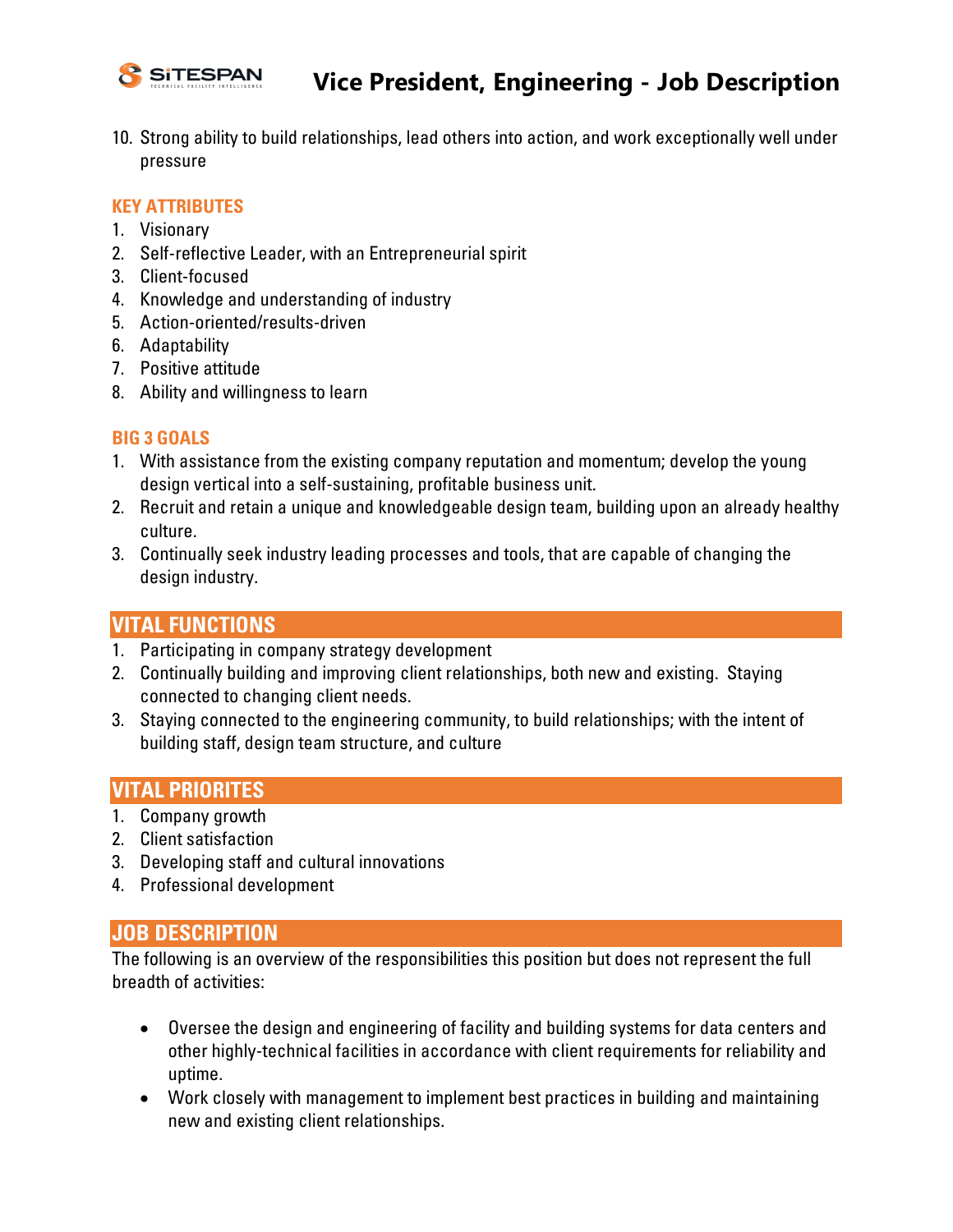10. Strong ability to build relationships, lead others into action, and work exceptionally well under pressure

### KEY ATTRIBUTES

1. Visionary
2. Self-reflective Leader, with an Entrepreneurial spirit
3. Client-focused
4. Knowledge and understanding of industry
5. Action-oriented/results-driven
6. Adaptability
7. Positive attitude
8. Ability and willingness to learn

### BIG 3 GOALS

1. With assistance from the existing company reputation and momentum; develop the young design vertical into a self-sustaining, profitable business unit.
2. Recruit and retain a unique and knowledgeable design team, building upon an already healthy culture.
3. Continually seek industry leading processes and tools, that are capable of changing the design industry.

## VITAL FUNCTIONS

1. Participating in company strategy development
2. Continually building and improving client relationships, both new and existing. Staying connected to changing client needs.
3. Staying connected to the engineering community, to build relationships; with the intent of building staff, design team structure, and culture

## VITAL PRIORITES

1. Company growth
2. Client satisfaction
3. Developing staff and cultural innovations
4. Professional development

## JOB DESCRIPTION

The following is an overview of the responsibilities this position but does not represent the full breadth of activities:

- Oversee the design and engineering of facility and building systems for data centers and other highly-technical facilities in accordance with client requirements for reliability and uptime.
- Work closely with management to implement best practices in building and maintaining new and existing client relationships.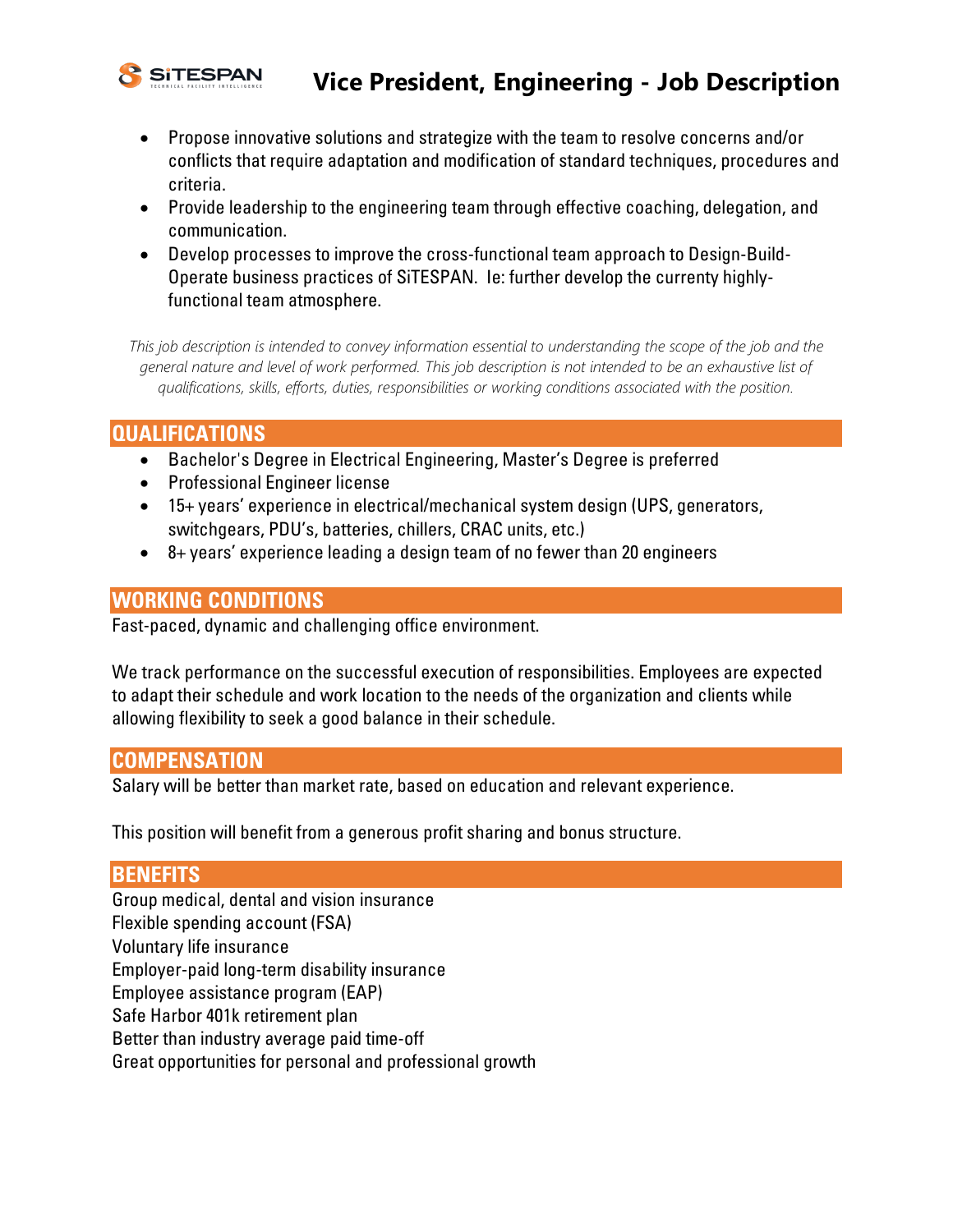- Propose innovative solutions and strategize with the team to resolve concerns and/or conflicts that require adaptation and modification of standard techniques, procedures and criteria.
- Provide leadership to the engineering team through effective coaching, delegation, and communication.
- Develop processes to improve the cross-functional team approach to Design-Build-Operate business practices of SiTESPAN. Ie: further develop the currenty highly-functional team atmosphere.

*This job description is intended to convey information essential to understanding the scope of the job and the general nature and level of work performed. This job description is not intended to be an exhaustive list of qualifications, skills, efforts, duties, responsibilities or working conditions associated with the position.*

## QUALIFICATIONS

- Bachelor's Degree in Electrical Engineering, Master's Degree is preferred
- Professional Engineer license
- 15+ years' experience in electrical/mechanical system design (UPS, generators, switchgears, PDU's, batteries, chillers, CRAC units, etc.)
- 8+ years' experience leading a design team of no fewer than 20 engineers

## WORKING CONDITIONS

Fast-paced, dynamic and challenging office environment.

We track performance on the successful execution of responsibilities. Employees are expected to adapt their schedule and work location to the needs of the organization and clients while allowing flexibility to seek a good balance in their schedule.

## COMPENSATION

Salary will be better than market rate, based on education and relevant experience.

This position will benefit from a generous profit sharing and bonus structure.

## BENEFITS

Group medical, dental and vision insurance  
Flexible spending account (FSA)  
Voluntary life insurance  
Employer-paid long-term disability insurance  
Employee assistance program (EAP)  
Safe Harbor 401k retirement plan  
Better than industry average paid time-off  
Great opportunities for personal and professional growth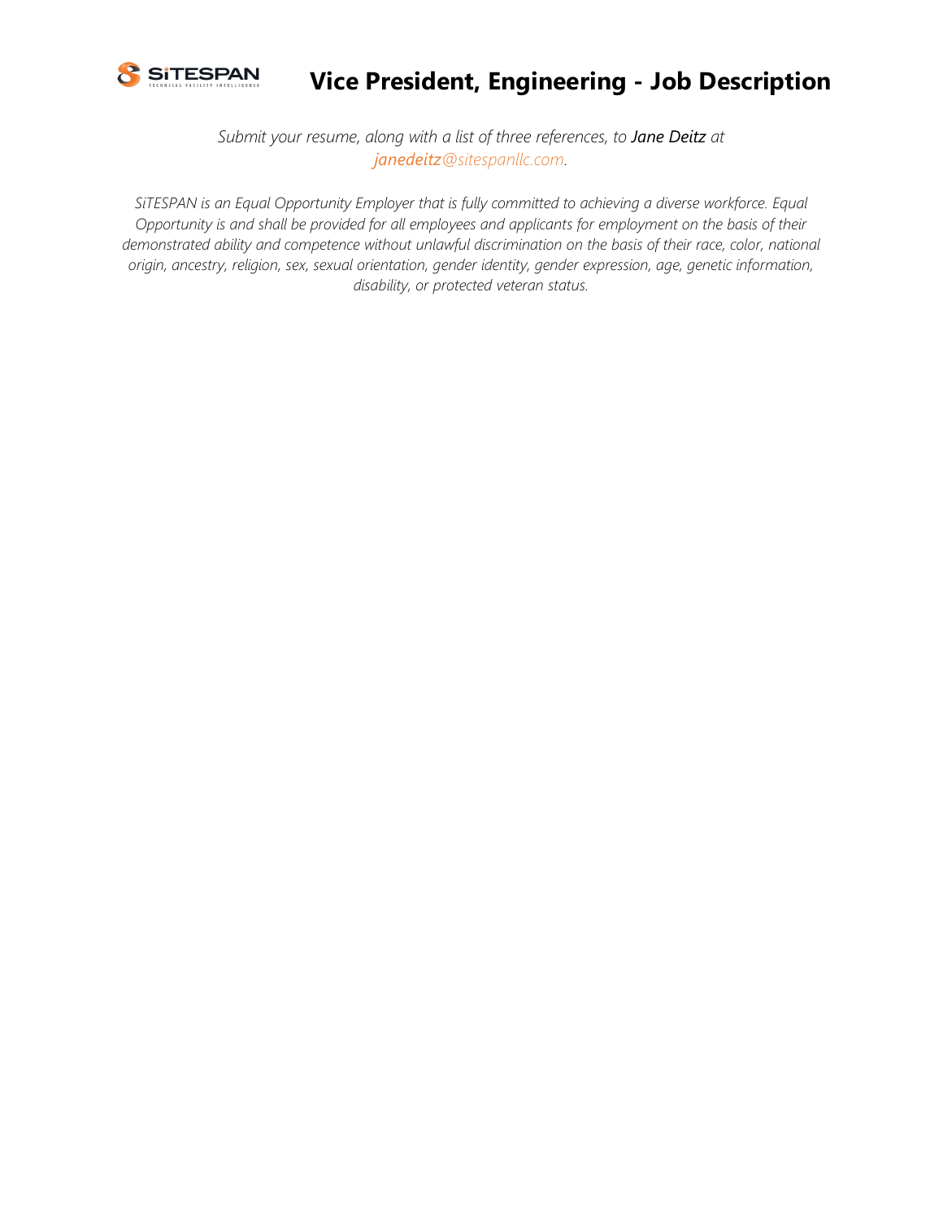*Submit your resume, along with a list of three references, to **Jane Deitz** at janedeitz@sitespanllc.com.*

*SiTESPAN is an Equal Opportunity Employer that is fully committed to achieving a diverse workforce. Equal Opportunity is and shall be provided for all employees and applicants for employment on the basis of their demonstrated ability and competence without unlawful discrimination on the basis of their race, color, national origin, ancestry, religion, sex, sexual orientation, gender identity, gender expression, age, genetic information, disability, or protected veteran status.*